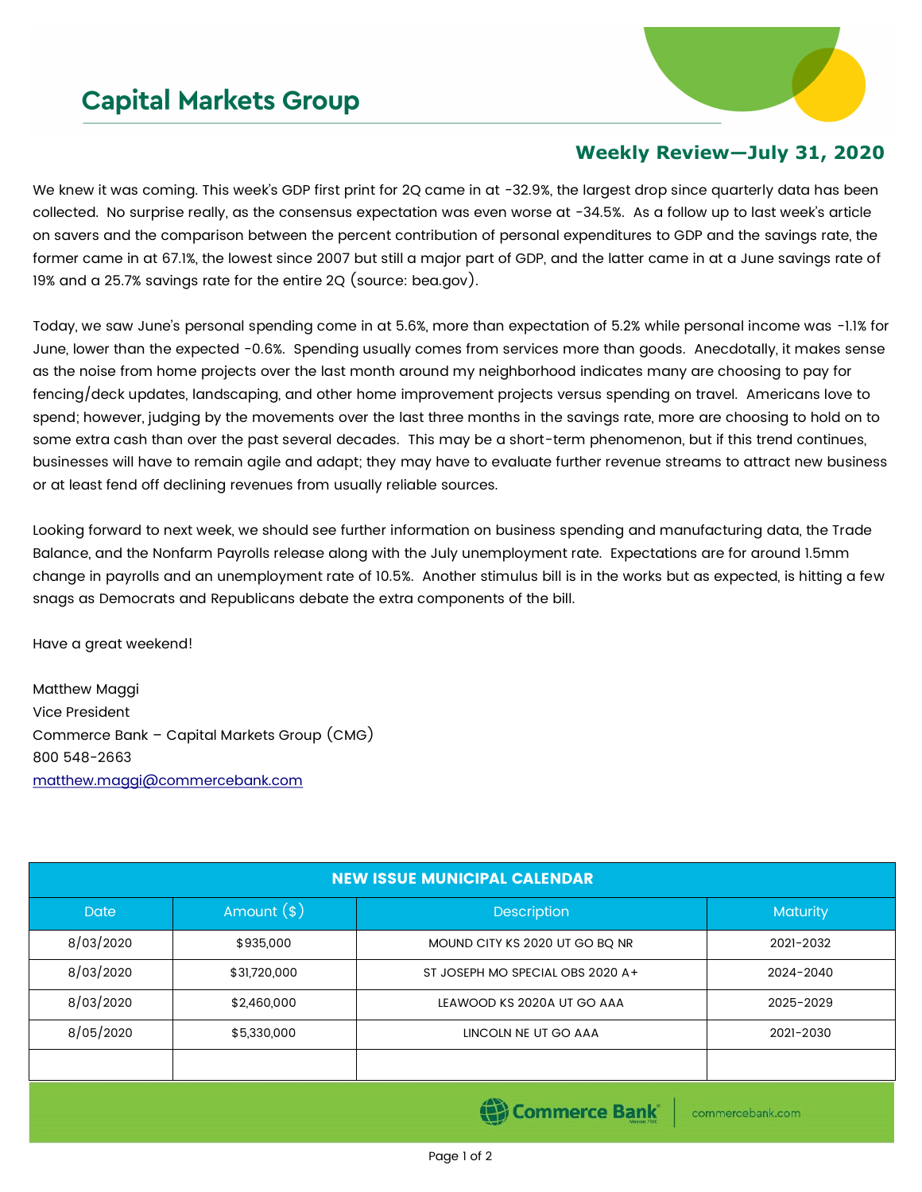# Capital Markets Group

## Weekly Review—July 31, 2020

We knew it was coming. This week's GDP first print for 2Q came in at -32.9%, the largest drop since quarterly data has been collected. No surprise really, as the consensus expectation was even worse at -34.5%. As a follow up to last week's article on savers and the comparison between the percent contribution of personal expenditures to GDP and the savings rate, the former came in at 67.1%, the lowest since 2007 but still a major part of GDP, and the latter came in at a June savings rate of 19% and a 25.7% savings rate for the entire 2Q (source: bea.gov).

Today, we saw June's personal spending come in at 5.6%, more than expectation of 5.2% while personal income was -1.1% for June, lower than the expected -0.6%. Spending usually comes from services more than goods. Anecdotally, it makes sense as the noise from home projects over the last month around my neighborhood indicates many are choosing to pay for fencing/deck updates, landscaping, and other home improvement projects versus spending on travel. Americans love to spend; however, judging by the movements over the last three months in the savings rate, more are choosing to hold on to some extra cash than over the past several decades. This may be a short-term phenomenon, but if this trend continues, businesses will have to remain agile and adapt; they may have to evaluate further revenue streams to attract new business or at least fend off declining revenues from usually reliable sources.

Looking forward to next week, we should see further information on business spending and manufacturing data, the Trade Balance, and the Nonfarm Payrolls release along with the July unemployment rate. Expectations are for around 1.5mm change in payrolls and an unemployment rate of 10.5%. Another stimulus bill is in the works but as expected, is hitting a few snags as Democrats and Republicans debate the extra components of the bill.

Have a great weekend!

Matthew Maggi
Vice President
Commerce Bank – Capital Markets Group (CMG)
800 548-2663
matthew.maggi@commercebank.com

**NEW ISSUE MUNICIPAL CALENDAR**

| Date | Amount ($) | Description | Maturity |
|---|---|---|---|
| 8/03/2020 | $935,000 | MOUND CITY KS 2020 UT GO BQ NR | 2021-2032 |
| 8/03/2020 | $31,720,000 | ST JOSEPH MO SPECIAL OBS 2020 A+ | 2024-2040 |
| 8/03/2020 | $2,460,000 | LEAWOOD KS 2020A UT GO AAA | 2025-2029 |
| 8/05/2020 | $5,330,000 | LINCOLN NE UT GO AAA | 2021-2030 |
| | | | |

Commerce Bank | commercebank.com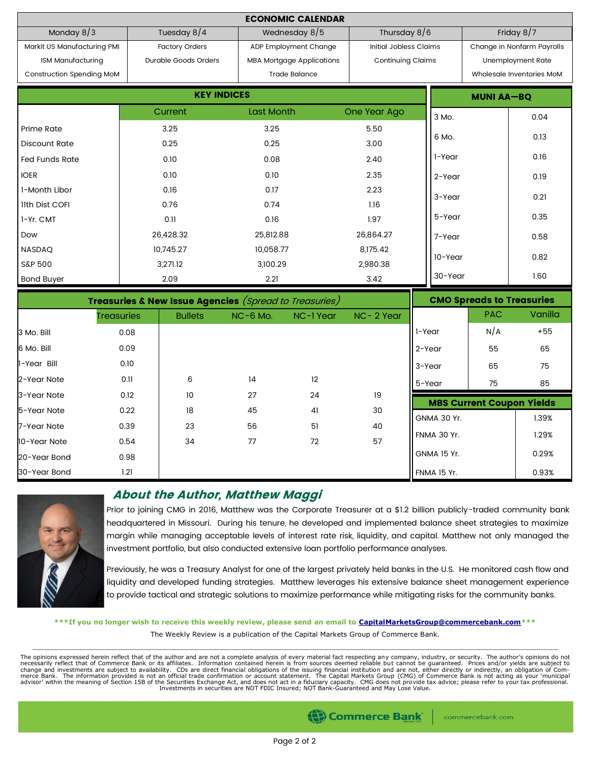## ECONOMIC CALENDAR

| Monday 8/3 | Tuesday 8/4 | Wednesday 8/5 | Thursday 8/6 | Friday 8/7 |
|---|---|---|---|---|
| Markit US Manufacturing PMI | Factory Orders | ADP Employment Change | Initial Jobless Claims | Change in Nonfarm Payrolls |
| ISM Manufacturing | Durable Goods Orders | MBA Mortgage Applications | Continuing Claims | Unemployment Rate |
| Construction Spending MoM | | Trade Balance | | Wholesale Inventories MoM |

## KEY INDICES

| | Current | Last Month | One Year Ago |
|---|---|---|---|
| Prime Rate | 3.25 | 3.25 | 5.50 |
| Discount Rate | 0.25 | 0.25 | 3.00 |
| Fed Funds Rate | 0.10 | 0.08 | 2.40 |
| IOER | 0.10 | 0.10 | 2.35 |
| 1-Month Libor | 0.16 | 0.17 | 2.23 |
| 11th Dist COFI | 0.76 | 0.74 | 1.16 |
| 1-Yr. CMT | 0.11 | 0.16 | 1.97 |
| Dow | 26,428.32 | 25,812.88 | 26,864.27 |
| NASDAQ | 10,745.27 | 10,058.77 | 8,175.42 |
| S&P 500 | 3,271.12 | 3,100.29 | 2,980.38 |
| Bond Buyer | 2.09 | 2.21 | 3.42 |

## MUNI AA—BQ

| | |
|---|---|
| 3 Mo. | 0.04 |
| 6 Mo. | 0.13 |
| 1-Year | 0.16 |
| 2-Year | 0.19 |
| 3-Year | 0.21 |
| 5-Year | 0.35 |
| 7-Year | 0.58 |
| 10-Year | 0.82 |
| 30-Year | 1.60 |

## Treasuries & New Issue Agencies *(Spread to Treasuries)*

| | Treasuries | Bullets | NC-6 Mo. | NC-1 Year | NC- 2 Year |
|---|---|---|---|---|---|
| 3 Mo. Bill | 0.08 | | | | |
| 6 Mo. Bill | 0.09 | | | | |
| 1-Year Bill | 0.10 | | | | |
| 2-Year Note | 0.11 | 6 | 14 | 12 | |
| 3-Year Note | 0.12 | 10 | 27 | 24 | 19 |
| 5-Year Note | 0.22 | 18 | 45 | 41 | 30 |
| 7-Year Note | 0.39 | 23 | 56 | 51 | 40 |
| 10-Year Note | 0.54 | 34 | 77 | 72 | 57 |
| 20-Year Bond | 0.98 | | | | |
| 30-Year Bond | 1.21 | | | | |

## CMO Spreads to Treasuries

| | PAC | Vanilla |
|---|---|---|
| 1-Year | N/A | +55 |
| 2-Year | 55 | 65 |
| 3-Year | 65 | 75 |
| 5-Year | 75 | 85 |

## MBS Current Coupon Yields

| | |
|---|---|
| GNMA 30 Yr. | 1.39% |
| FNMA 30 Yr. | 1.29% |
| GNMA 15 Yr. | 0.29% |
| FNMA 15 Yr. | 0.93% |

## *About the Author, Matthew Maggi*

Prior to joining CMG in 2016, Matthew was the Corporate Treasurer at a $1.2 billion publicly-traded community bank headquartered in Missouri. During his tenure, he developed and implemented balance sheet strategies to maximize margin while managing acceptable levels of interest rate risk, liquidity, and capital. Matthew not only managed the investment portfolio, but also conducted extensive loan portfolio performance analyses.

Previously, he was a Treasury Analyst for one of the largest privately held banks in the U.S. He monitored cash flow and liquidity and developed funding strategies. Matthew leverages his extensive balance sheet management experience to provide tactical and strategic solutions to maximize performance while mitigating risks for the community banks.

**\*\*\*If you no longer wish to receive this weekly review, please send an email to CapitalMarketsGroup@commercebank.com\*\*\***

The Weekly Review is a publication of the Capital Markets Group of Commerce Bank.

The opinions expressed herein reflect that of the author and are not a complete analysis of every material fact respecting any company, industry, or security. The author's opinions do not necessarily reflect that of Commerce Bank or its affiliates. Information contained herein is from sources deemed reliable but cannot be guaranteed. Prices and/or yields are subject to change and investments are subject to availability. CDs are direct financial obligations of the issuing financial institution and are not, either directly or indirectly, an obligation of Commerce Bank. The information provided is not an official trade confirmation or account statement. The Capital Markets Group (CMG) of Commerce Bank is not acting as your 'municipal advisor' within the meaning of Section 15B of the Securities Exchange Act, and does not act in a fiduciary capacity. CMG does not provide tax advice; please refer to your tax professional. Investments in securities are NOT FDIC Insured; NOT Bank-Guaranteed and May Lose Value.

Commerce Bank | commercebank.com